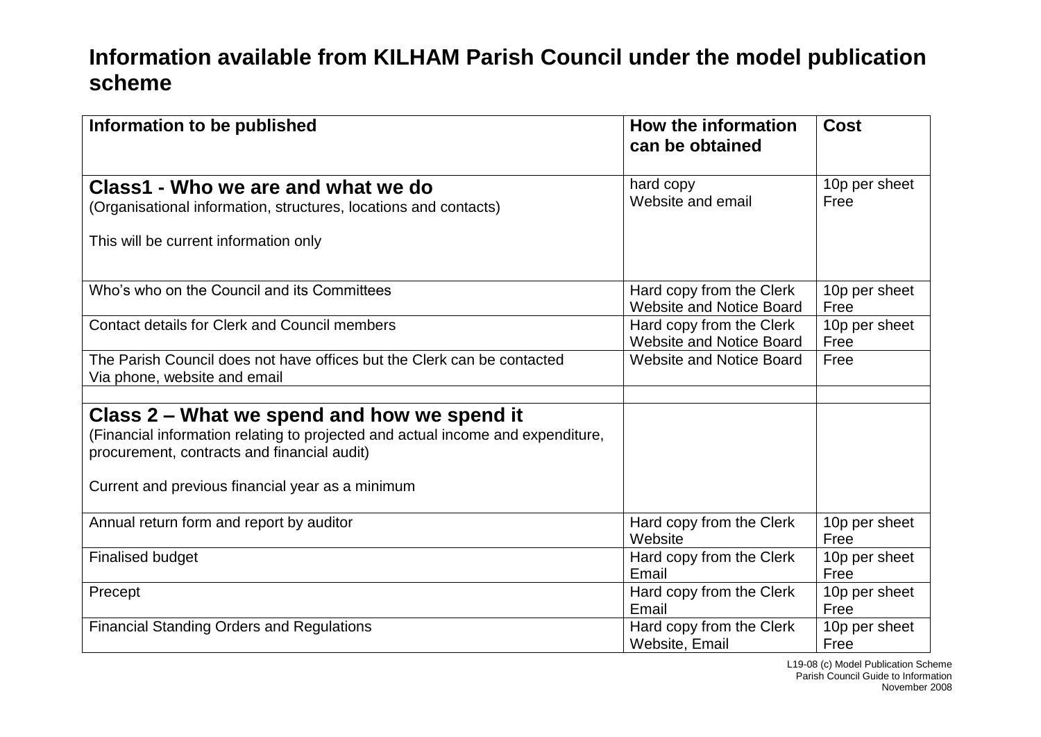# Information available from KILHAM Parish Council under the model publication scheme

| Information to be published | How the information can be obtained | Cost |
|---|---|---|
| **Class1 - Who we are and what we do**<br>(Organisational information, structures, locations and contacts)<br><br>This will be current information only | hard copy<br>Website and email | 10p per sheet<br>Free |
| Who's who on the Council and its Committees | Hard copy from the Clerk<br>Website and Notice Board | 10p per sheet<br>Free |
| Contact details for Clerk and Council members | Hard copy from the Clerk<br>Website and Notice Board | 10p per sheet<br>Free |
| The Parish Council does not have offices but the Clerk can be contacted<br>Via phone, website and email | Website and Notice Board | Free |
| | | |
| **Class 2 – What we spend and how we spend it**<br>(Financial information relating to projected and actual income and expenditure, procurement, contracts and financial audit)<br><br>Current and previous financial year as a minimum | | |
| Annual return form and report by auditor | Hard copy from the Clerk<br>Website | 10p per sheet<br>Free |
| Finalised budget | Hard copy from the Clerk<br>Email | 10p per sheet<br>Free |
| Precept | Hard copy from the Clerk<br>Email | 10p per sheet<br>Free |
| Financial Standing Orders and Regulations | Hard copy from the Clerk<br>Website, Email | 10p per sheet<br>Free |

L19-08 (c) Model Publication Scheme
Parish Council Guide to Information
November 2008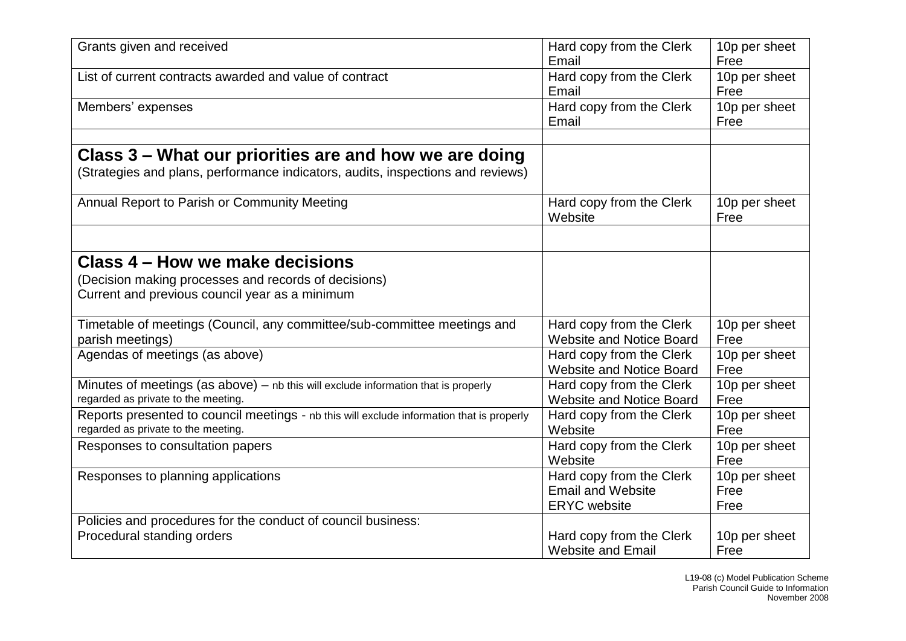| | | |
|---|---|---|
| Grants given and received | Hard copy from the Clerk<br>Email | 10p per sheet<br>Free |
| List of current contracts awarded and value of contract | Hard copy from the Clerk<br>Email | 10p per sheet<br>Free |
| Members' expenses | Hard copy from the Clerk<br>Email | 10p per sheet<br>Free |
| | | |
| **Class 3 – What our priorities are and how we are doing**<br>(Strategies and plans, performance indicators, audits, inspections and reviews) | | |
| Annual Report to Parish or Community Meeting | Hard copy from the Clerk<br>Website | 10p per sheet<br>Free |
| | | |
| **Class 4 – How we make decisions**<br>(Decision making processes and records of decisions)<br>Current and previous council year as a minimum | | |
| Timetable of meetings (Council, any committee/sub-committee meetings and parish meetings) | Hard copy from the Clerk<br>Website and Notice Board | 10p per sheet<br>Free |
| Agendas of meetings (as above) | Hard copy from the Clerk<br>Website and Notice Board | 10p per sheet<br>Free |
| Minutes of meetings (as above) – nb this will exclude information that is properly regarded as private to the meeting. | Hard copy from the Clerk<br>Website and Notice Board | 10p per sheet<br>Free |
| Reports presented to council meetings - nb this will exclude information that is properly regarded as private to the meeting. | Hard copy from the Clerk<br>Website | 10p per sheet<br>Free |
| Responses to consultation papers | Hard copy from the Clerk<br>Website | 10p per sheet<br>Free |
| Responses to planning applications | Hard copy from the Clerk<br>Email and Website<br>ERYC website | 10p per sheet<br>Free<br>Free |
| Policies and procedures for the conduct of council business:<br>Procedural standing orders | Hard copy from the Clerk<br>Website and Email | 10p per sheet<br>Free |

L19-08 (c) Model Publication Scheme
Parish Council Guide to Information
November 2008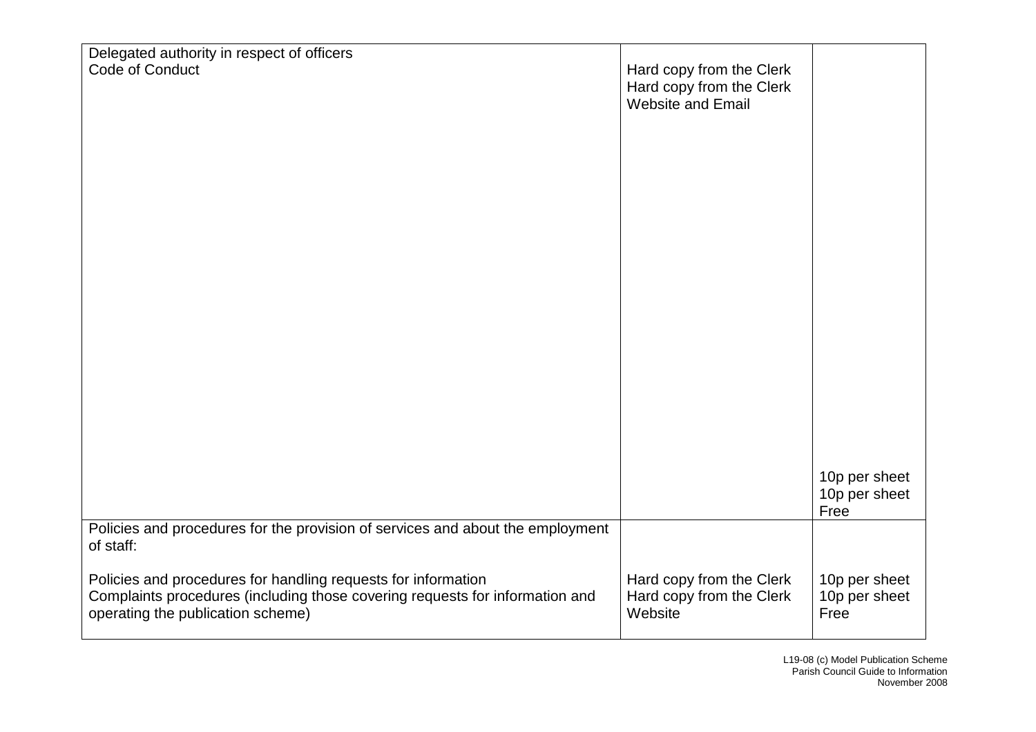| | | |
|---|---|---|
| Delegated authority in respect of officers<br>Code of Conduct | Hard copy from the Clerk<br>Hard copy from the Clerk<br>Website and Email | 10p per sheet<br>10p per sheet<br>Free |
| Policies and procedures for the provision of services and about the employment of staff:<br><br>Policies and procedures for handling requests for information<br>Complaints procedures (including those covering requests for information and operating the publication scheme) | Hard copy from the Clerk<br>Hard copy from the Clerk<br>Website | 10p per sheet<br>10p per sheet<br>Free |

L19-08 (c) Model Publication Scheme
Parish Council Guide to Information
November 2008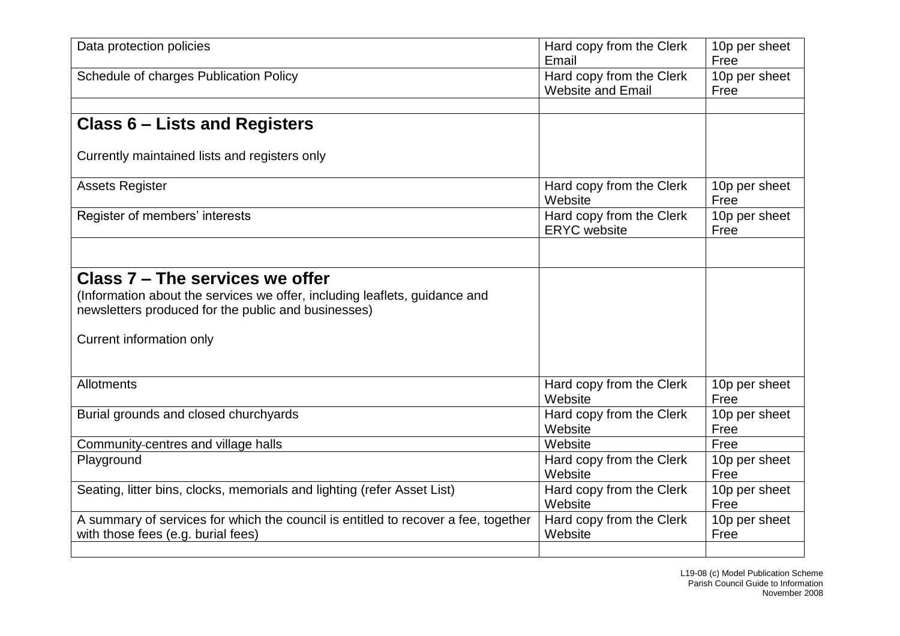| | | |
|---|---|---|
| Data protection policies | Hard copy from the Clerk<br>Email | 10p per sheet<br>Free |
| Schedule of charges Publication Policy | Hard copy from the Clerk<br>Website and Email | 10p per sheet<br>Free |
| | | |
| **Class 6 – Lists and Registers**<br><br>Currently maintained lists and registers only | | |
| Assets Register | Hard copy from the Clerk<br>Website | 10p per sheet<br>Free |
| Register of members' interests | Hard copy from the Clerk<br>ERYC website | 10p per sheet<br>Free |
| | | |
| **Class 7 – The services we offer**<br>(Information about the services we offer, including leaflets, guidance and newsletters produced for the public and businesses)<br><br>Current information only | | |
| Allotments | Hard copy from the Clerk<br>Website | 10p per sheet<br>Free |
| Burial grounds and closed churchyards | Hard copy from the Clerk<br>Website | 10p per sheet<br>Free |
| Community-centres and village halls | Website | Free |
| Playground | Hard copy from the Clerk<br>Website | 10p per sheet<br>Free |
| Seating, litter bins, clocks, memorials and lighting (refer Asset List) | Hard copy from the Clerk<br>Website | 10p per sheet<br>Free |
| A summary of services for which the council is entitled to recover a fee, together with those fees (e.g. burial fees) | Hard copy from the Clerk<br>Website | 10p per sheet<br>Free |
| | | |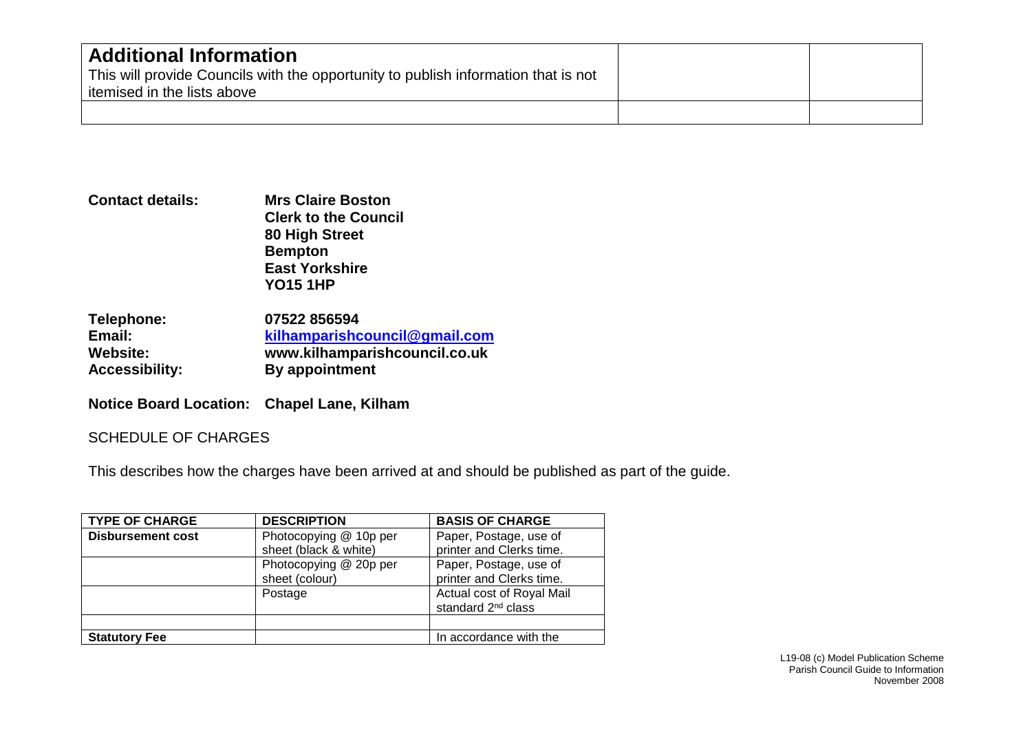| Additional Information<br>This will provide Councils with the opportunity to publish information that is not itemised in the lists above | | |
|---|---|---|
| | | |

**Contact details:** **Mrs Claire Boston**
**Clerk to the Council**
**80 High Street**
**Bempton**
**East Yorkshire**
**YO15 1HP**

**Telephone:** **07522 856594**
**Email:** **kilhamparishcouncil@gmail.com**
**Website:** **www.kilhamparishcouncil.co.uk**
**Accessibility:** **By appointment**

**Notice Board Location: Chapel Lane, Kilham**

SCHEDULE OF CHARGES

This describes how the charges have been arrived at and should be published as part of the guide.

| TYPE OF CHARGE | DESCRIPTION | BASIS OF CHARGE |
|---|---|---|
| **Disbursement cost** | Photocopying @ 10p per sheet (black & white) | Paper, Postage, use of printer and Clerks time. |
| | Photocopying @ 20p per sheet (colour) | Paper, Postage, use of printer and Clerks time. |
| | Postage | Actual cost of Royal Mail standard 2nd class |
| | | |
| **Statutory Fee** | | In accordance with the |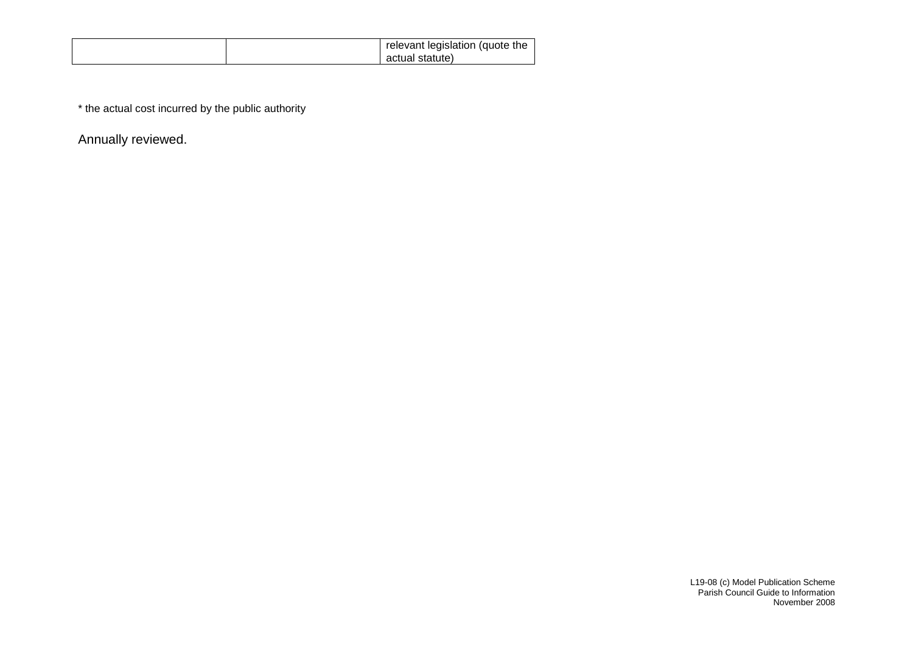| | | |
|---|---|---|
| | | relevant legislation (quote the actual statute) |

\* the actual cost incurred by the public authority

Annually reviewed.